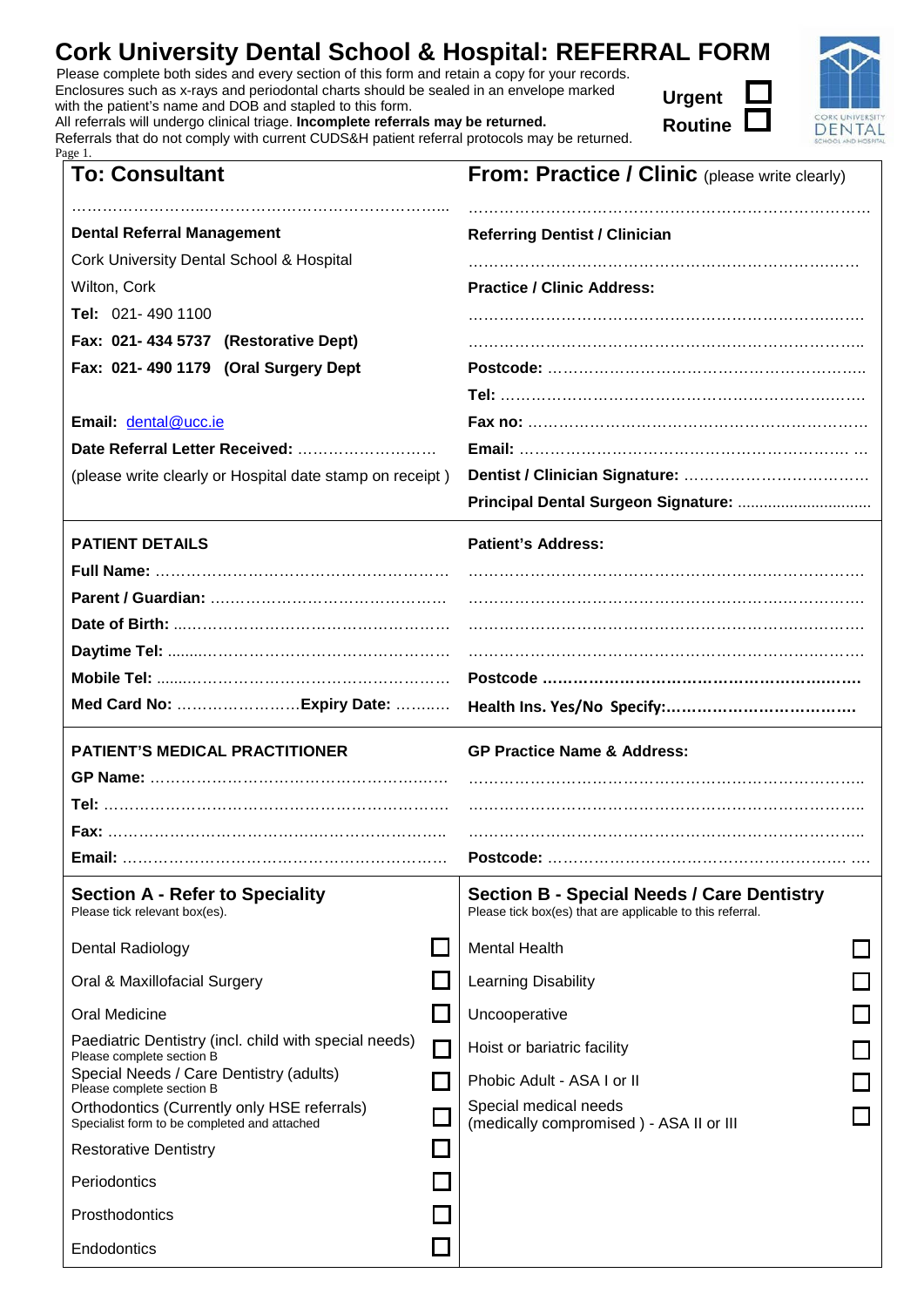# Cork University Dental School & Hospital: REFERRAL FORM

Please complete both sides and every section of this form and retain a copy for your records.
Enclosures such as x-rays and periodontal charts should be sealed in an envelope marked with the patient's name and DOB and stapled to this form.
All referrals will undergo clinical triage. **Incomplete referrals may be returned.**
Referrals that do not comply with current CUDS&H patient referral protocols may be returned.

**Urgent** ☐
**Routine** ☐

Page 1.

| **To: Consultant** | **From: Practice / Clinic** (please write clearly) |
|---|---|
| ……………………………………………………………… | ……………………………………………………………… |
| **Dental Referral Management** | **Referring Dentist / Clinician** |
| Cork University Dental School & Hospital | ……………………………………………………………… |
| Wilton, Cork | **Practice / Clinic Address:** |
| **Tel:** 021- 490 1100 | ……………………………………………………………… |
| **Fax: 021- 434 5737 (Restorative Dept)** | ……………………………………………………………… |
| **Fax: 021- 490 1179 (Oral Surgery Dept** | **Postcode:** ……………………………………………… |
| | **Tel:** ……………………………………………………… |
| **Email:** dental@ucc.ie | **Fax no:** …………………………………………………… |
| **Date Referral Letter Received:** ……………………… | **Email:** …………………………………………………… |
| (please write clearly or Hospital date stamp on receipt ) | **Dentist / Clinician Signature:** ……………………… |
| | **Principal Dental Surgeon Signature:** ……………… |

| **PATIENT DETAILS** | **Patient's Address:** |
|---|---|
| **Full Name:** ……………………………………………… | ……………………………………………………………… |
| **Parent / Guardian:** ……………………………………… | ……………………………………………………………… |
| **Date of Birth:** …………………………………………… | ……………………………………………………………… |
| **Daytime Tel:** …………………………………………… | ……………………………………………………………… |
| **Mobile Tel:** ……………………………………………… | **Postcode** ………………………………………………… |
| **Med Card No:** ……………………**Expiry Date:** ……… | **Health Ins. Yes/No Specify:**……………………………… |

| **PATIENT'S MEDICAL PRACTITIONER** | **GP Practice Name & Address:** |
|---|---|
| **GP Name:** ………………………………………………… | ……………………………………………………………… |
| **Tel:** ……………………………………………………… | ……………………………………………………………… |
| **Fax:** ……………………………………………………… | ……………………………………………………………… |
| **Email:** …………………………………………………… | **Postcode:** ………………………………………………… |

## Section A - Refer to Speciality
Please tick relevant box(es).

- Dental Radiology ☐
- Oral & Maxillofacial Surgery ☐
- Oral Medicine ☐
- Paediatric Dentistry (incl. child with special needs) ☐
  Please complete section B
- Special Needs / Care Dentistry (adults) ☐
  Please complete section B
- Orthodontics (Currently only HSE referrals) ☐
  Specialist form to be completed and attached
- Restorative Dentistry ☐
- Periodontics ☐
- Prosthodontics ☐
- Endodontics ☐

## Section B - Special Needs / Care Dentistry
Please tick box(es) that are applicable to this referral.

- Mental Health ☐
- Learning Disability ☐
- Uncooperative ☐
- Hoist or bariatric facility ☐
- Phobic Adult - ASA I or II ☐
- Special medical needs (medically compromised ) - ASA II or III ☐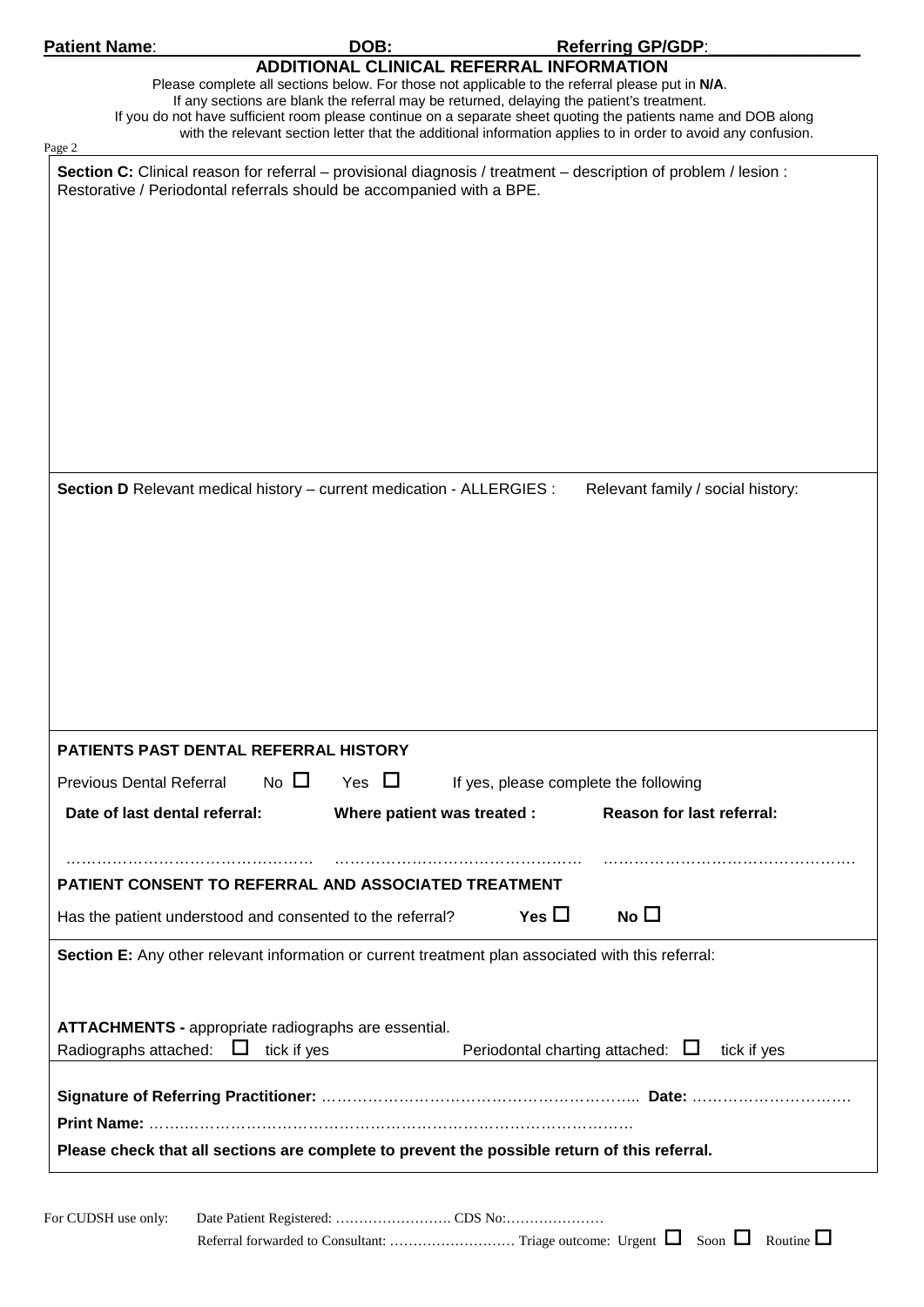**Patient Name**: **DOB:** **Referring GP/GDP**:_______________

## ADDITIONAL CLINICAL REFERRAL INFORMATION

Please complete all sections below. For those not applicable to the referral please put in **N/A**.
If any sections are blank the referral may be returned, delaying the patient's treatment.
If you do not have sufficient room please continue on a separate sheet quoting the patients name and DOB along with the relevant section letter that the additional information applies to in order to avoid any confusion.

**Section C:** Clinical reason for referral – provisional diagnosis / treatment – description of problem / lesion :
Restorative / Periodontal referrals should be accompanied with a BPE.

**Section D** Relevant medical history – current medication - ALLERGIES : Relevant family / social history:

**PATIENTS PAST DENTAL REFERRAL HISTORY**

Previous Dental Referral No ☐ Yes ☐ If yes, please complete the following

| **Date of last dental referral:** | **Where patient was treated :** | **Reason for last referral:** |
|---|---|---|
| ………………………………………… | ………………………………………… | ………………………………………… |

**PATIENT CONSENT TO REFERRAL AND ASSOCIATED TREATMENT**

Has the patient understood and consented to the referral? **Yes** ☐ **No** ☐

**Section E:** Any other relevant information or current treatment plan associated with this referral:

**ATTACHMENTS -** appropriate radiographs are essential.
Radiographs attached: ☐ tick if yes Periodontal charting attached: ☐ tick if yes

**Signature of Referring Practitioner:** ……………………………………………………….. **Date:** ……………………………

**Print Name:** ……..…………………………………………………………………………

**Please check that all sections are complete to prevent the possible return of this referral.**

For CUDSH use only: Date Patient Registered: ……………………. CDS No:…………………
Referral forwarded to Consultant: ……………………… Triage outcome: Urgent ☐ Soon ☐ Routine ☐